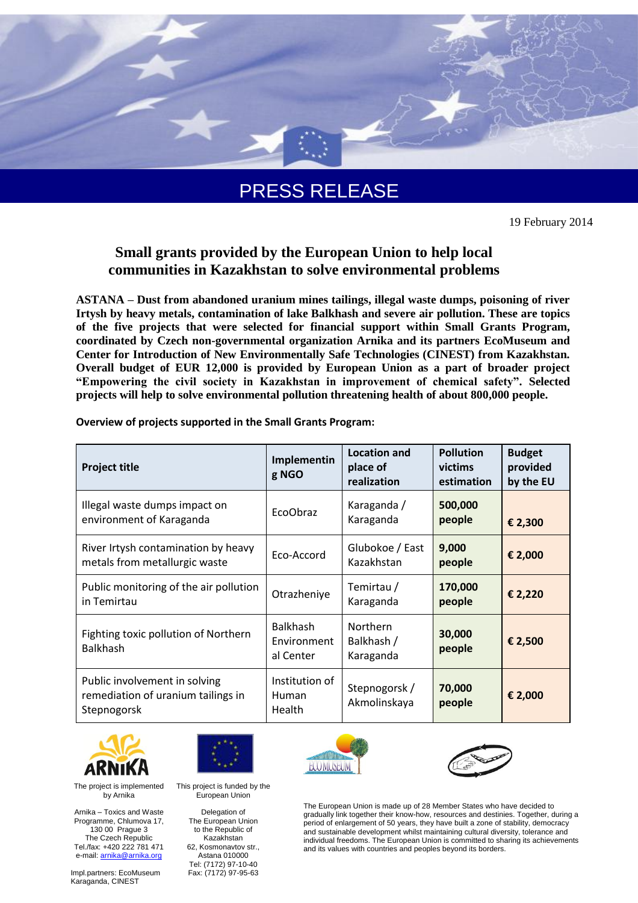# PRESS RELEASE

19 February 2014

## Small grants provided by the European Union to help local communities in Kazakhstan to solve environmental problems

**ASTANA – Dust from abandoned uranium mines tailings, illegal waste dumps, poisoning of river Irtysh by heavy metals, contamination of lake Balkhash and severe air pollution. These are topics of the five projects that were selected for financial support within Small Grants Program, coordinated by Czech non-governmental organization Arnika and its partners EcoMuseum and Center for Introduction of New Environmentally Safe Technologies (CINEST) from Kazakhstan. Overall budget of EUR 12,000 is provided by European Union as a part of broader project "Empowering the civil society in Kazakhstan in improvement of chemical safety". Selected projects will help to solve environmental pollution threatening health of about 800,000 people.**

**Overview of projects supported in the Small Grants Program:**

| Project title | Implementing NGO | Location and place of realization | Pollution victims estimation | Budget provided by the EU |
|---|---|---|---|---|
| Illegal waste dumps impact on environment of Karaganda | EcoObraz | Karaganda / Karaganda | **500,000 people** | **€ 2,300** |
| River Irtysh contamination by heavy metals from metallurgic waste | Eco-Accord | Glubokoe / East Kazakhstan | **9,000 people** | **€ 2,000** |
| Public monitoring of the air pollution in Temirtau | Otrazheniye | Temirtau / Karaganda | **170,000 people** | **€ 2,220** |
| Fighting toxic pollution of Northern Balkhash | Balkhash Environmental Center | Northern Balkhash / Karaganda | **30,000 people** | **€ 2,500** |
| Public involvement in solving remediation of uranium tailings in Stepnogorsk | Institution of Human Health | Stepnogorsk / Akmolinskaya | **70,000 people** | **€ 2,000** |

The project is implemented by Arnika

Arnika – Toxics and Waste Programme, Chlumova 17, 130 00 Prague 3
The Czech Republic
Tel./fax: +420 222 781 471
e-mail: arnika@arnika.org

Impl.partners: EcoMuseum Karaganda, CINEST

This project is funded by the European Union

Delegation of The European Union to the Republic of Kazakhstan
62, Kosmonavtov str., Astana 010000
Tel: (7172) 97-10-40
Fax: (7172) 97-95-63

The European Union is made up of 28 Member States who have decided to gradually link together their know-how, resources and destinies. Together, during a period of enlargement of 50 years, they have built a zone of stability, democracy and sustainable development whilst maintaining cultural diversity, tolerance and individual freedoms. The European Union is committed to sharing its achievements and its values with countries and peoples beyond its borders.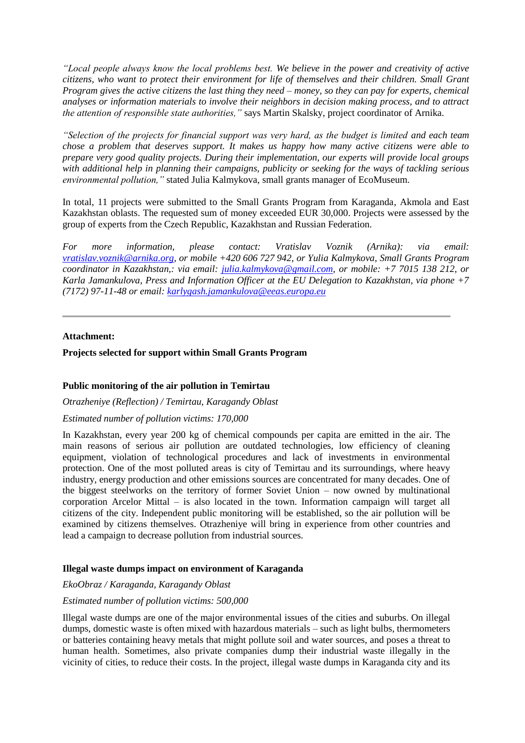*"Local people always know the local problems best. We believe in the power and creativity of active citizens, who want to protect their environment for life of themselves and their children. Small Grant Program gives the active citizens the last thing they need – money, so they can pay for experts, chemical analyses or information materials to involve their neighbors in decision making process, and to attract the attention of responsible state authorities,"* says Martin Skalsky, project coordinator of Arnika.

*"Selection of the projects for financial support was very hard, as the budget is limited and each team chose a problem that deserves support. It makes us happy how many active citizens were able to prepare very good quality projects. During their implementation, our experts will provide local groups with additional help in planning their campaigns, publicity or seeking for the ways of tackling serious environmental pollution,"* stated Julia Kalmykova, small grants manager of EcoMuseum.

In total, 11 projects were submitted to the Small Grants Program from Karaganda, Akmola and East Kazakhstan oblasts. The requested sum of money exceeded EUR 30,000. Projects were assessed by the group of experts from the Czech Republic, Kazakhstan and Russian Federation.

*For more information, please contact: Vratislav Voznik (Arnika): via email: vratislav.voznik@arnika.org, or mobile +420 606 727 942, or Yulia Kalmykova, Small Grants Program coordinator in Kazakhstan,: via email: julia.kalmykova@gmail.com, or mobile: +7 7015 138 212, or Karla Jamankulova, Press and Information Officer at the EU Delegation to Kazakhstan, via phone +7 (7172) 97-11-48 or email: karlygash.jamankulova@eeas.europa.eu*

---

**Attachment:**

**Projects selected for support within Small Grants Program**

**Public monitoring of the air pollution in Temirtau**

*Otrazheniye (Reflection) / Temirtau, Karagandy Oblast*

*Estimated number of pollution victims: 170,000*

In Kazakhstan, every year 200 kg of chemical compounds per capita are emitted in the air. The main reasons of serious air pollution are outdated technologies, low efficiency of cleaning equipment, violation of technological procedures and lack of investments in environmental protection. One of the most polluted areas is city of Temirtau and its surroundings, where heavy industry, energy production and other emissions sources are concentrated for many decades. One of the biggest steelworks on the territory of former Soviet Union – now owned by multinational corporation Arcelor Mittal – is also located in the town. Information campaign will target all citizens of the city. Independent public monitoring will be established, so the air pollution will be examined by citizens themselves. Otrazheniye will bring in experience from other countries and lead a campaign to decrease pollution from industrial sources.

**Illegal waste dumps impact on environment of Karaganda**

*EkoObraz / Karaganda, Karagandy Oblast*

*Estimated number of pollution victims: 500,000*

Illegal waste dumps are one of the major environmental issues of the cities and suburbs. On illegal dumps, domestic waste is often mixed with hazardous materials – such as light bulbs, thermometers or batteries containing heavy metals that might pollute soil and water sources, and poses a threat to human health. Sometimes, also private companies dump their industrial waste illegally in the vicinity of cities, to reduce their costs. In the project, illegal waste dumps in Karaganda city and its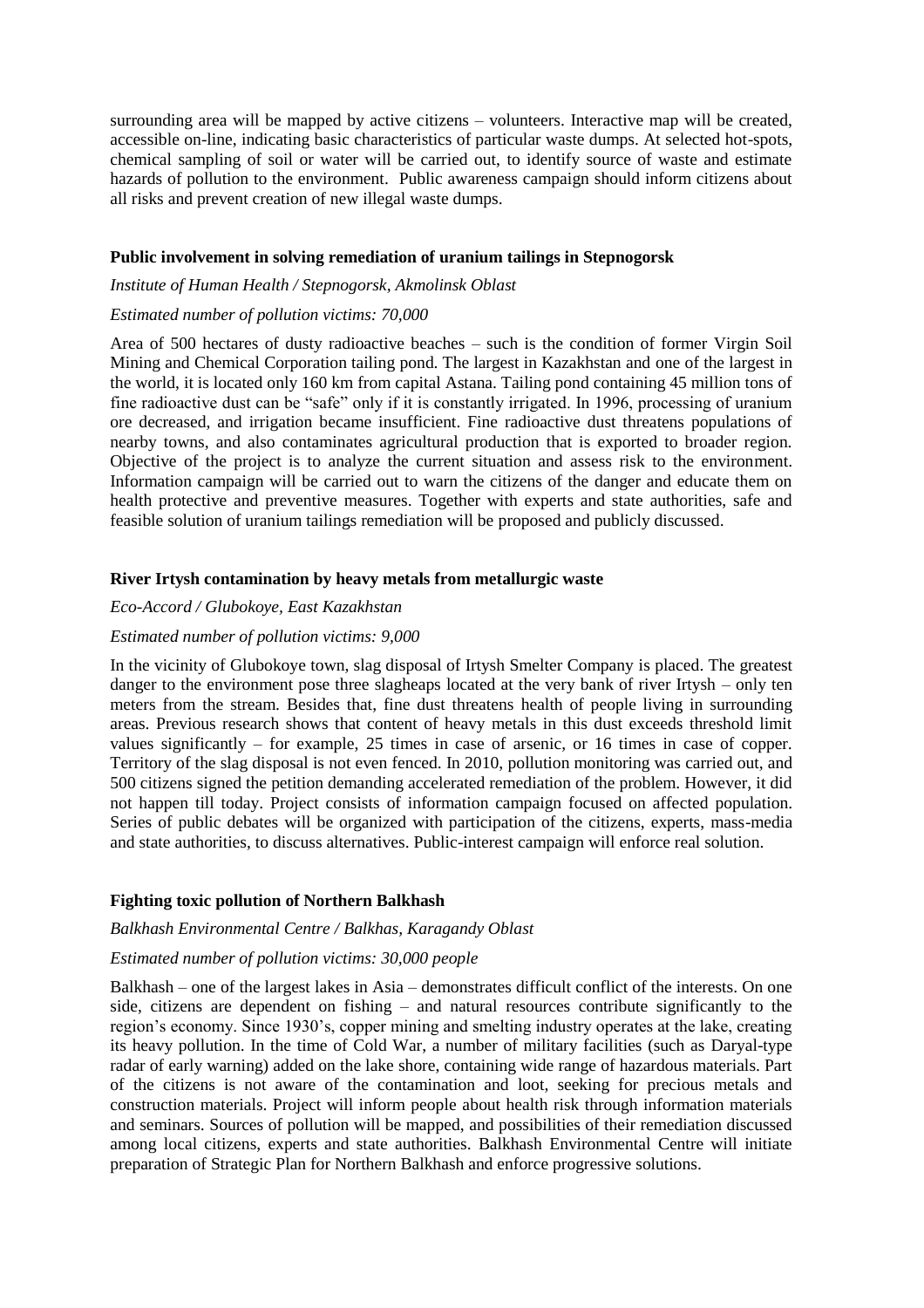surrounding area will be mapped by active citizens – volunteers. Interactive map will be created, accessible on-line, indicating basic characteristics of particular waste dumps. At selected hot-spots, chemical sampling of soil or water will be carried out, to identify source of waste and estimate hazards of pollution to the environment. Public awareness campaign should inform citizens about all risks and prevent creation of new illegal waste dumps.

**Public involvement in solving remediation of uranium tailings in Stepnogorsk**

*Institute of Human Health / Stepnogorsk, Akmolinsk Oblast*

*Estimated number of pollution victims: 70,000*

Area of 500 hectares of dusty radioactive beaches – such is the condition of former Virgin Soil Mining and Chemical Corporation tailing pond. The largest in Kazakhstan and one of the largest in the world, it is located only 160 km from capital Astana. Tailing pond containing 45 million tons of fine radioactive dust can be "safe" only if it is constantly irrigated. In 1996, processing of uranium ore decreased, and irrigation became insufficient. Fine radioactive dust threatens populations of nearby towns, and also contaminates agricultural production that is exported to broader region. Objective of the project is to analyze the current situation and assess risk to the environment. Information campaign will be carried out to warn the citizens of the danger and educate them on health protective and preventive measures. Together with experts and state authorities, safe and feasible solution of uranium tailings remediation will be proposed and publicly discussed.

**River Irtysh contamination by heavy metals from metallurgic waste**

*Eco-Accord / Glubokoye, East Kazakhstan*

*Estimated number of pollution victims: 9,000*

In the vicinity of Glubokoye town, slag disposal of Irtysh Smelter Company is placed. The greatest danger to the environment pose three slagheaps located at the very bank of river Irtysh – only ten meters from the stream. Besides that, fine dust threatens health of people living in surrounding areas. Previous research shows that content of heavy metals in this dust exceeds threshold limit values significantly – for example, 25 times in case of arsenic, or 16 times in case of copper. Territory of the slag disposal is not even fenced. In 2010, pollution monitoring was carried out, and 500 citizens signed the petition demanding accelerated remediation of the problem. However, it did not happen till today. Project consists of information campaign focused on affected population. Series of public debates will be organized with participation of the citizens, experts, mass-media and state authorities, to discuss alternatives. Public-interest campaign will enforce real solution.

**Fighting toxic pollution of Northern Balkhash**

*Balkhash Environmental Centre / Balkhas, Karagandy Oblast*

*Estimated number of pollution victims: 30,000 people*

Balkhash – one of the largest lakes in Asia – demonstrates difficult conflict of the interests. On one side, citizens are dependent on fishing – and natural resources contribute significantly to the region's economy. Since 1930's, copper mining and smelting industry operates at the lake, creating its heavy pollution. In the time of Cold War, a number of military facilities (such as Daryal-type radar of early warning) added on the lake shore, containing wide range of hazardous materials. Part of the citizens is not aware of the contamination and loot, seeking for precious metals and construction materials. Project will inform people about health risk through information materials and seminars. Sources of pollution will be mapped, and possibilities of their remediation discussed among local citizens, experts and state authorities. Balkhash Environmental Centre will initiate preparation of Strategic Plan for Northern Balkhash and enforce progressive solutions.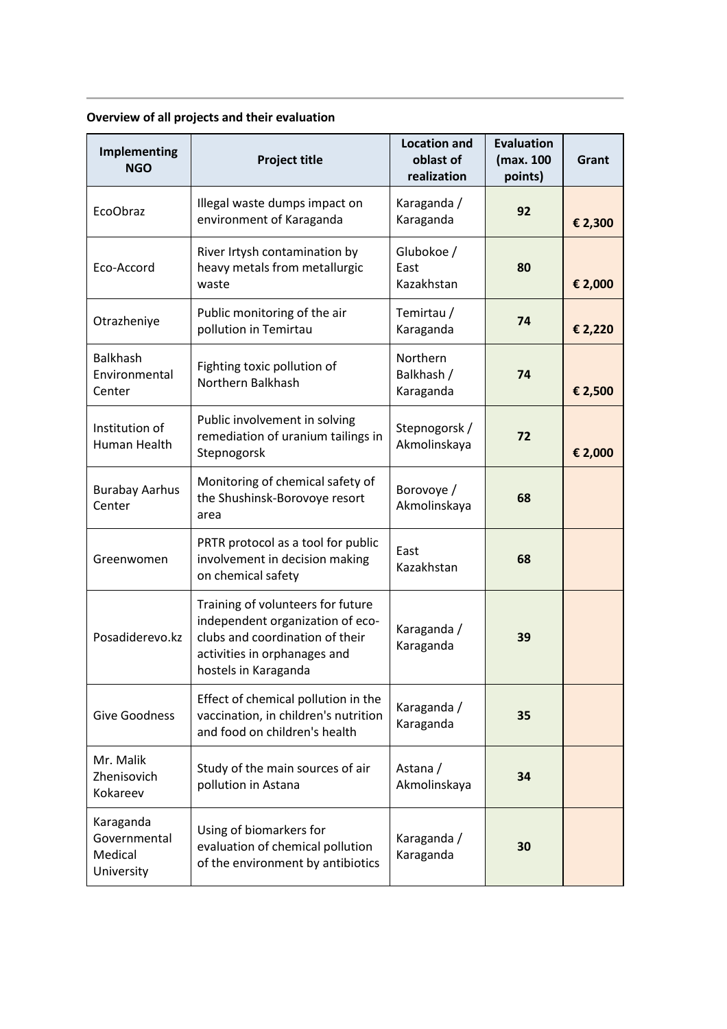**Overview of all projects and their evaluation**

| Implementing NGO | Project title | Location and oblast of realization | Evaluation (max. 100 points) | Grant |
|---|---|---|---|---|
| EcoObraz | Illegal waste dumps impact on environment of Karaganda | Karaganda / Karaganda | **92** | **€ 2,300** |
| Eco-Accord | River Irtysh contamination by heavy metals from metallurgic waste | Glubokoe / East Kazakhstan | **80** | **€ 2,000** |
| Otrazheniye | Public monitoring of the air pollution in Temirtau | Temirtau / Karaganda | **74** | **€ 2,220** |
| Balkhash Environmental Center | Fighting toxic pollution of Northern Balkhash | Northern Balkhash / Karaganda | **74** | **€ 2,500** |
| Institution of Human Health | Public involvement in solving remediation of uranium tailings in Stepnogorsk | Stepnogorsk / Akmolinskaya | **72** | **€ 2,000** |
| Burabay Aarhus Center | Monitoring of chemical safety of the Shushinsk-Borovoye resort area | Borovoye / Akmolinskaya | **68** | |
| Greenwomen | PRTR protocol as a tool for public involvement in decision making on chemical safety | East Kazakhstan | **68** | |
| Posadiderevo.kz | Training of volunteers for future independent organization of eco-clubs and coordination of their activities in orphanages and hostels in Karaganda | Karaganda / Karaganda | **39** | |
| Give Goodness | Effect of chemical pollution in the vaccination, in children's nutrition and food on children's health | Karaganda / Karaganda | **35** | |
| Mr. Malik Zhenisovich Kokareev | Study of the main sources of air pollution in Astana | Astana / Akmolinskaya | **34** | |
| Karaganda Governmental Medical University | Using of biomarkers for evaluation of chemical pollution of the environment by antibiotics | Karaganda / Karaganda | **30** | |